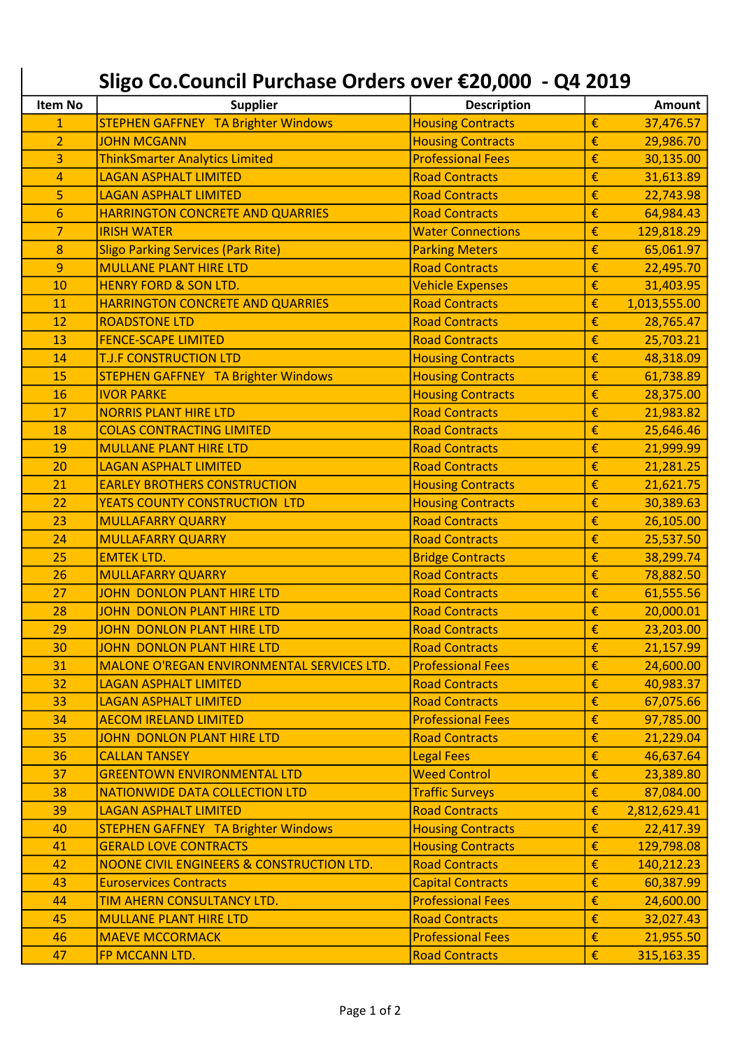# Sligo Co.Council Purchase Orders over €20,000 - Q4 2019

| Item No | Supplier | Description | Amount |
|---|---|---|---|
| 1 | STEPHEN GAFFNEY TA Brighter Windows | Housing Contracts | € 37,476.57 |
| 2 | JOHN MCGANN | Housing Contracts | € 29,986.70 |
| 3 | ThinkSmarter Analytics Limited | Professional Fees | € 30,135.00 |
| 4 | LAGAN ASPHALT LIMITED | Road Contracts | € 31,613.89 |
| 5 | LAGAN ASPHALT LIMITED | Road Contracts | € 22,743.98 |
| 6 | HARRINGTON CONCRETE AND QUARRIES | Road Contracts | € 64,984.43 |
| 7 | IRISH WATER | Water Connections | € 129,818.29 |
| 8 | Sligo Parking Services (Park Rite) | Parking Meters | € 65,061.97 |
| 9 | MULLANE PLANT HIRE LTD | Road Contracts | € 22,495.70 |
| 10 | HENRY FORD & SON LTD. | Vehicle Expenses | € 31,403.95 |
| 11 | HARRINGTON CONCRETE AND QUARRIES | Road Contracts | € 1,013,555.00 |
| 12 | ROADSTONE LTD | Road Contracts | € 28,765.47 |
| 13 | FENCE-SCAPE LIMITED | Road Contracts | € 25,703.21 |
| 14 | T.J.F CONSTRUCTION LTD | Housing Contracts | € 48,318.09 |
| 15 | STEPHEN GAFFNEY TA Brighter Windows | Housing Contracts | € 61,738.89 |
| 16 | IVOR PARKE | Housing Contracts | € 28,375.00 |
| 17 | NORRIS PLANT HIRE LTD | Road Contracts | € 21,983.82 |
| 18 | COLAS CONTRACTING LIMITED | Road Contracts | € 25,646.46 |
| 19 | MULLANE PLANT HIRE LTD | Road Contracts | € 21,999.99 |
| 20 | LAGAN ASPHALT LIMITED | Road Contracts | € 21,281.25 |
| 21 | EARLEY BROTHERS CONSTRUCTION | Housing Contracts | € 21,621.75 |
| 22 | YEATS COUNTY CONSTRUCTION LTD | Housing Contracts | € 30,389.63 |
| 23 | MULLAFARRY QUARRY | Road Contracts | € 26,105.00 |
| 24 | MULLAFARRY QUARRY | Road Contracts | € 25,537.50 |
| 25 | EMTEK LTD. | Bridge Contracts | € 38,299.74 |
| 26 | MULLAFARRY QUARRY | Road Contracts | € 78,882.50 |
| 27 | JOHN DONLON PLANT HIRE LTD | Road Contracts | € 61,555.56 |
| 28 | JOHN DONLON PLANT HIRE LTD | Road Contracts | € 20,000.01 |
| 29 | JOHN DONLON PLANT HIRE LTD | Road Contracts | € 23,203.00 |
| 30 | JOHN DONLON PLANT HIRE LTD | Road Contracts | € 21,157.99 |
| 31 | MALONE O'REGAN ENVIRONMENTAL SERVICES LTD. | Professional Fees | € 24,600.00 |
| 32 | LAGAN ASPHALT LIMITED | Road Contracts | € 40,983.37 |
| 33 | LAGAN ASPHALT LIMITED | Road Contracts | € 67,075.66 |
| 34 | AECOM IRELAND LIMITED | Professional Fees | € 97,785.00 |
| 35 | JOHN DONLON PLANT HIRE LTD | Road Contracts | € 21,229.04 |
| 36 | CALLAN TANSEY | Legal Fees | € 46,637.64 |
| 37 | GREENTOWN ENVIRONMENTAL LTD | Weed Control | € 23,389.80 |
| 38 | NATIONWIDE DATA COLLECTION LTD | Traffic Surveys | € 87,084.00 |
| 39 | LAGAN ASPHALT LIMITED | Road Contracts | € 2,812,629.41 |
| 40 | STEPHEN GAFFNEY TA Brighter Windows | Housing Contracts | € 22,417.39 |
| 41 | GERALD LOVE CONTRACTS | Housing Contracts | € 129,798.08 |
| 42 | NOONE CIVIL ENGINEERS & CONSTRUCTION LTD. | Road Contracts | € 140,212.23 |
| 43 | Euroservices Contracts | Capital Contracts | € 60,387.99 |
| 44 | TIM AHERN CONSULTANCY LTD. | Professional Fees | € 24,600.00 |
| 45 | MULLANE PLANT HIRE LTD | Road Contracts | € 32,027.43 |
| 46 | MAEVE MCCORMACK | Professional Fees | € 21,955.50 |
| 47 | FP MCCANN LTD. | Road Contracts | € 315,163.35 |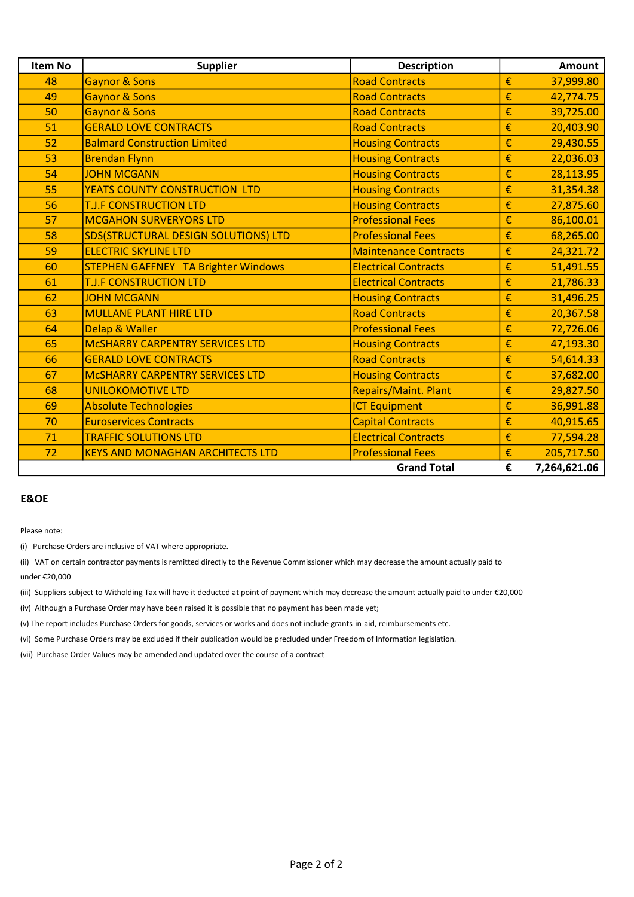| Item No | Supplier | Description | | Amount |
|---|---|---|---|---|
| 48 | Gaynor & Sons | Road Contracts | € | 37,999.80 |
| 49 | Gaynor & Sons | Road Contracts | € | 42,774.75 |
| 50 | Gaynor & Sons | Road Contracts | € | 39,725.00 |
| 51 | GERALD LOVE CONTRACTS | Road Contracts | € | 20,403.90 |
| 52 | Balmard Construction Limited | Housing Contracts | € | 29,430.55 |
| 53 | Brendan Flynn | Housing Contracts | € | 22,036.03 |
| 54 | JOHN MCGANN | Housing Contracts | € | 28,113.95 |
| 55 | YEATS COUNTY CONSTRUCTION LTD | Housing Contracts | € | 31,354.38 |
| 56 | T.J.F CONSTRUCTION LTD | Housing Contracts | € | 27,875.60 |
| 57 | MCGAHON SURVERYORS LTD | Professional Fees | € | 86,100.01 |
| 58 | SDS(STRUCTURAL DESIGN SOLUTIONS) LTD | Professional Fees | € | 68,265.00 |
| 59 | ELECTRIC SKYLINE LTD | Maintenance Contracts | € | 24,321.72 |
| 60 | STEPHEN GAFFNEY TA Brighter Windows | Electrical Contracts | € | 51,491.55 |
| 61 | T.J.F CONSTRUCTION LTD | Electrical Contracts | € | 21,786.33 |
| 62 | JOHN MCGANN | Housing Contracts | € | 31,496.25 |
| 63 | MULLANE PLANT HIRE LTD | Road Contracts | € | 20,367.58 |
| 64 | Delap & Waller | Professional Fees | € | 72,726.06 |
| 65 | McSHARRY CARPENTRY SERVICES LTD | Housing Contracts | € | 47,193.30 |
| 66 | GERALD LOVE CONTRACTS | Road Contracts | € | 54,614.33 |
| 67 | McSHARRY CARPENTRY SERVICES LTD | Housing Contracts | € | 37,682.00 |
| 68 | UNILOKOMOTIVE LTD | Repairs/Maint. Plant | € | 29,827.50 |
| 69 | Absolute Technologies | ICT Equipment | € | 36,991.88 |
| 70 | Euroservices Contracts | Capital Contracts | € | 40,915.65 |
| 71 | TRAFFIC SOLUTIONS LTD | Electrical Contracts | € | 77,594.28 |
| 72 | KEYS AND MONAGHAN ARCHITECTS LTD | Professional Fees | € | 205,717.50 |
| | | **Grand Total** | **€** | **7,264,621.06** |

**E&OE**

Please note:

(i) Purchase Orders are inclusive of VAT where appropriate.

(ii) VAT on certain contractor payments is remitted directly to the Revenue Commissioner which may decrease the amount actually paid to under €20,000

(iii) Suppliers subject to Witholding Tax will have it deducted at point of payment which may decrease the amount actually paid to under €20,000

(iv) Although a Purchase Order may have been raised it is possible that no payment has been made yet;

(v) The report includes Purchase Orders for goods, services or works and does not include grants-in-aid, reimbursements etc.

(vi) Some Purchase Orders may be excluded if their publication would be precluded under Freedom of Information legislation.

(vii) Purchase Order Values may be amended and updated over the course of a contract